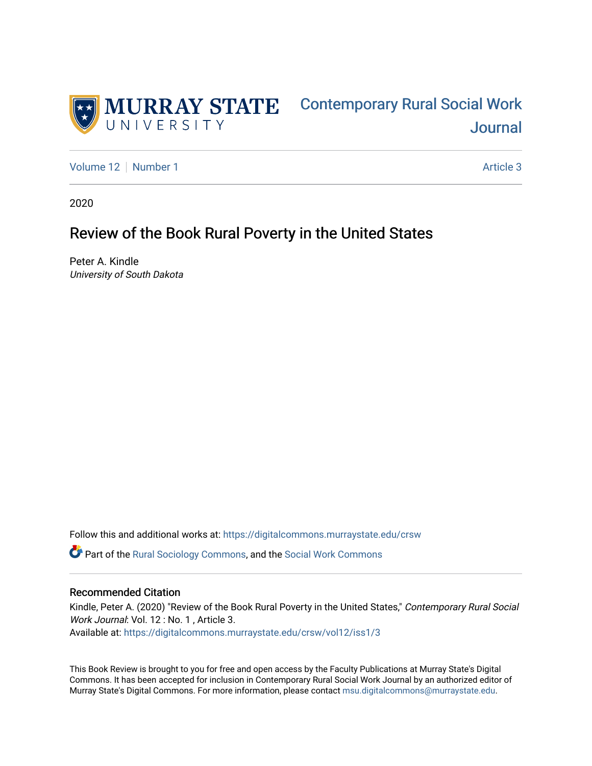Murray State University

Contemporary Rural Social Work Journal

Volume 12 | Number 1 | Article 3

2020

# Review of the Book Rural Poverty in the United States

Peter A. Kindle
*University of South Dakota*

Follow this and additional works at: https://digitalcommons.murraystate.edu/crsw

Part of the Rural Sociology Commons, and the Social Work Commons

## Recommended Citation

Kindle, Peter A. (2020) "Review of the Book Rural Poverty in the United States," *Contemporary Rural Social Work Journal*: Vol. 12 : No. 1 , Article 3.
Available at: https://digitalcommons.murraystate.edu/crsw/vol12/iss1/3

This Book Review is brought to you for free and open access by the Faculty Publications at Murray State's Digital Commons. It has been accepted for inclusion in Contemporary Rural Social Work Journal by an authorized editor of Murray State's Digital Commons. For more information, please contact msu.digitalcommons@murraystate.edu.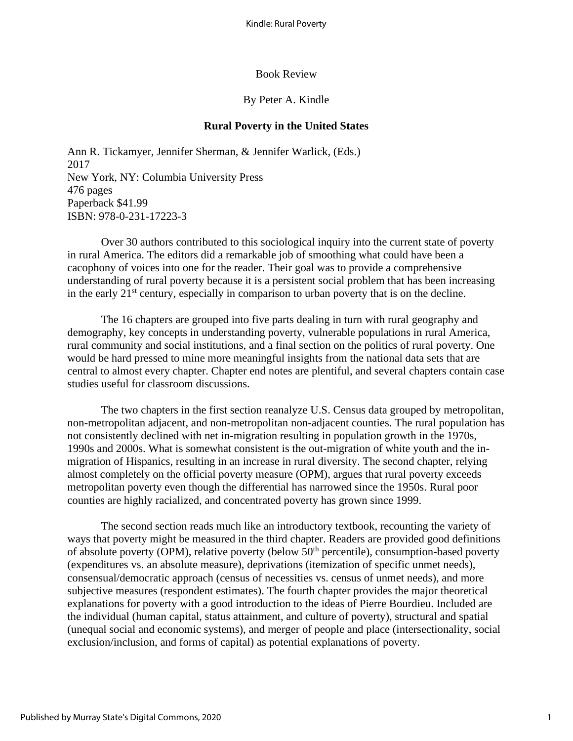Book Review

By Peter A. Kindle

## Rural Poverty in the United States

Ann R. Tickamyer, Jennifer Sherman, & Jennifer Warlick, (Eds.)
2017
New York, NY: Columbia University Press
476 pages
Paperback $41.99
ISBN: 978-0-231-17223-3

Over 30 authors contributed to this sociological inquiry into the current state of poverty in rural America. The editors did a remarkable job of smoothing what could have been a cacophony of voices into one for the reader. Their goal was to provide a comprehensive understanding of rural poverty because it is a persistent social problem that has been increasing in the early 21st century, especially in comparison to urban poverty that is on the decline.

The 16 chapters are grouped into five parts dealing in turn with rural geography and demography, key concepts in understanding poverty, vulnerable populations in rural America, rural community and social institutions, and a final section on the politics of rural poverty. One would be hard pressed to mine more meaningful insights from the national data sets that are central to almost every chapter. Chapter end notes are plentiful, and several chapters contain case studies useful for classroom discussions.

The two chapters in the first section reanalyze U.S. Census data grouped by metropolitan, non-metropolitan adjacent, and non-metropolitan non-adjacent counties. The rural population has not consistently declined with net in-migration resulting in population growth in the 1970s, 1990s and 2000s. What is somewhat consistent is the out-migration of white youth and the in-migration of Hispanics, resulting in an increase in rural diversity. The second chapter, relying almost completely on the official poverty measure (OPM), argues that rural poverty exceeds metropolitan poverty even though the differential has narrowed since the 1950s. Rural poor counties are highly racialized, and concentrated poverty has grown since 1999.

The second section reads much like an introductory textbook, recounting the variety of ways that poverty might be measured in the third chapter. Readers are provided good definitions of absolute poverty (OPM), relative poverty (below 50th percentile), consumption-based poverty (expenditures vs. an absolute measure), deprivations (itemization of specific unmet needs), consensual/democratic approach (census of necessities vs. census of unmet needs), and more subjective measures (respondent estimates). The fourth chapter provides the major theoretical explanations for poverty with a good introduction to the ideas of Pierre Bourdieu. Included are the individual (human capital, status attainment, and culture of poverty), structural and spatial (unequal social and economic systems), and merger of people and place (intersectionality, social exclusion/inclusion, and forms of capital) as potential explanations of poverty.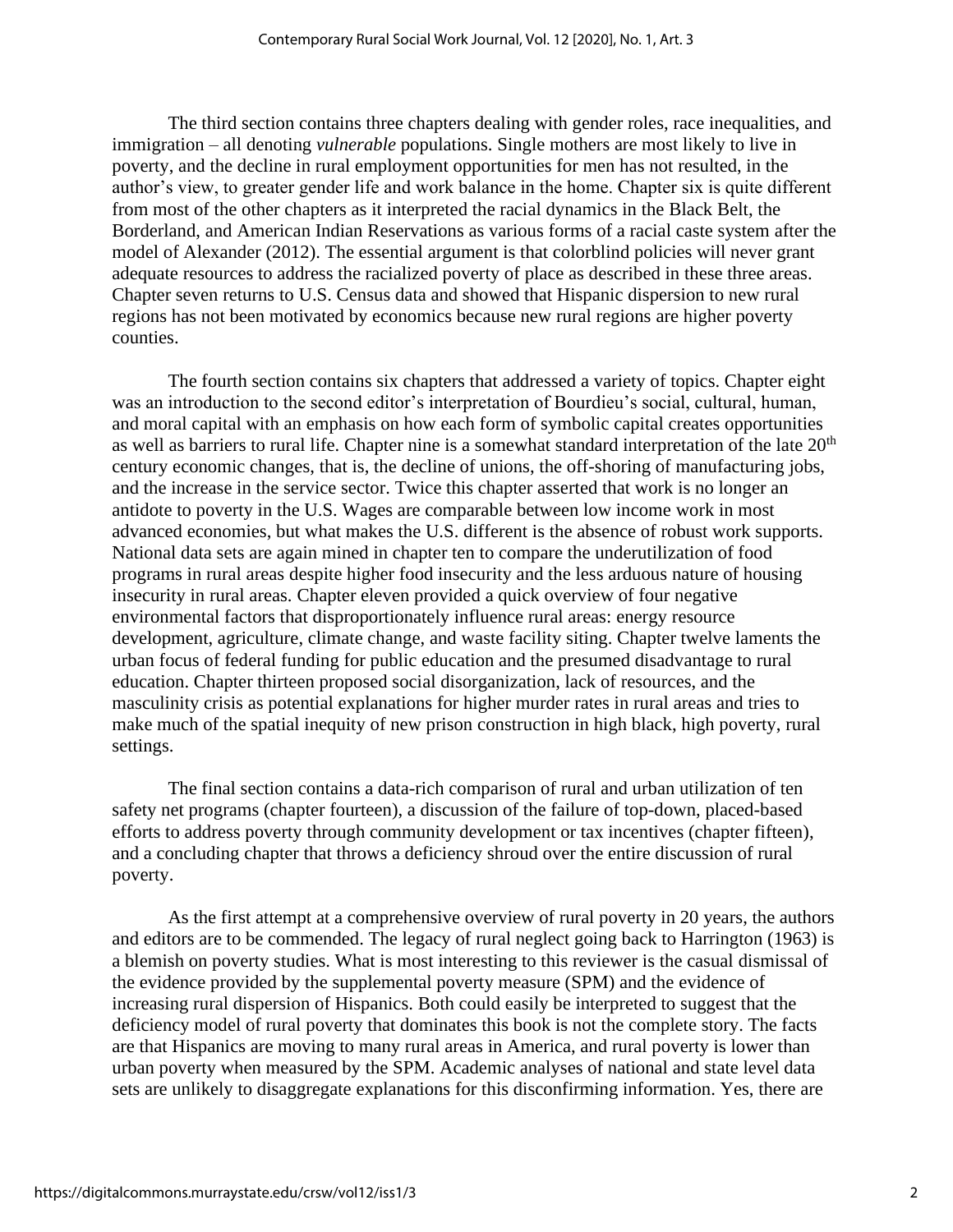The third section contains three chapters dealing with gender roles, race inequalities, and immigration – all denoting *vulnerable* populations. Single mothers are most likely to live in poverty, and the decline in rural employment opportunities for men has not resulted, in the author's view, to greater gender life and work balance in the home. Chapter six is quite different from most of the other chapters as it interpreted the racial dynamics in the Black Belt, the Borderland, and American Indian Reservations as various forms of a racial caste system after the model of Alexander (2012). The essential argument is that colorblind policies will never grant adequate resources to address the racialized poverty of place as described in these three areas. Chapter seven returns to U.S. Census data and showed that Hispanic dispersion to new rural regions has not been motivated by economics because new rural regions are higher poverty counties.

The fourth section contains six chapters that addressed a variety of topics. Chapter eight was an introduction to the second editor's interpretation of Bourdieu's social, cultural, human, and moral capital with an emphasis on how each form of symbolic capital creates opportunities as well as barriers to rural life. Chapter nine is a somewhat standard interpretation of the late 20th century economic changes, that is, the decline of unions, the off-shoring of manufacturing jobs, and the increase in the service sector. Twice this chapter asserted that work is no longer an antidote to poverty in the U.S. Wages are comparable between low income work in most advanced economies, but what makes the U.S. different is the absence of robust work supports. National data sets are again mined in chapter ten to compare the underutilization of food programs in rural areas despite higher food insecurity and the less arduous nature of housing insecurity in rural areas. Chapter eleven provided a quick overview of four negative environmental factors that disproportionately influence rural areas: energy resource development, agriculture, climate change, and waste facility siting. Chapter twelve laments the urban focus of federal funding for public education and the presumed disadvantage to rural education. Chapter thirteen proposed social disorganization, lack of resources, and the masculinity crisis as potential explanations for higher murder rates in rural areas and tries to make much of the spatial inequity of new prison construction in high black, high poverty, rural settings.

The final section contains a data-rich comparison of rural and urban utilization of ten safety net programs (chapter fourteen), a discussion of the failure of top-down, placed-based efforts to address poverty through community development or tax incentives (chapter fifteen), and a concluding chapter that throws a deficiency shroud over the entire discussion of rural poverty.

As the first attempt at a comprehensive overview of rural poverty in 20 years, the authors and editors are to be commended. The legacy of rural neglect going back to Harrington (1963) is a blemish on poverty studies. What is most interesting to this reviewer is the casual dismissal of the evidence provided by the supplemental poverty measure (SPM) and the evidence of increasing rural dispersion of Hispanics. Both could easily be interpreted to suggest that the deficiency model of rural poverty that dominates this book is not the complete story. The facts are that Hispanics are moving to many rural areas in America, and rural poverty is lower than urban poverty when measured by the SPM. Academic analyses of national and state level data sets are unlikely to disaggregate explanations for this disconfirming information. Yes, there are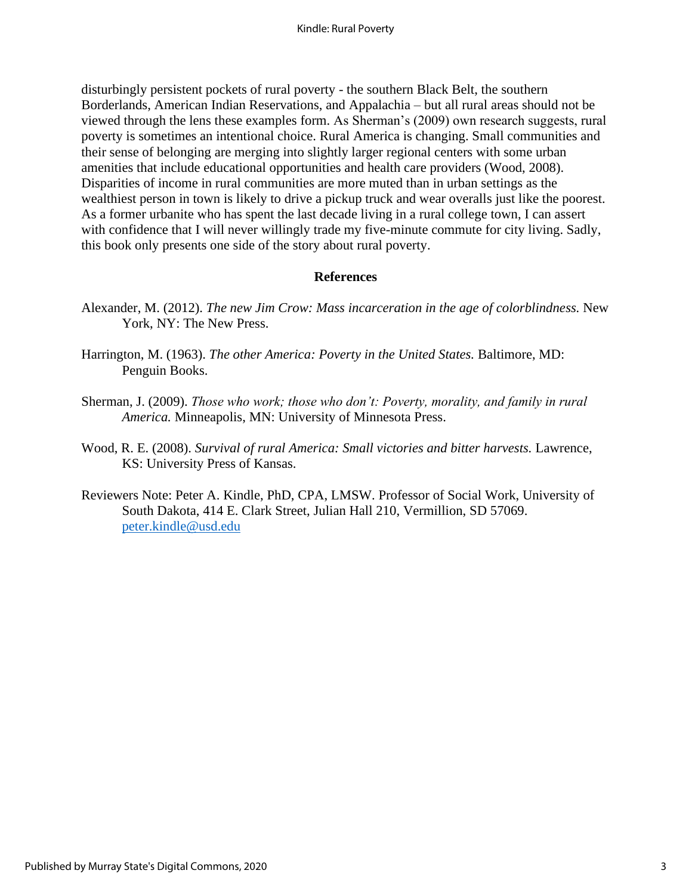disturbingly persistent pockets of rural poverty - the southern Black Belt, the southern Borderlands, American Indian Reservations, and Appalachia – but all rural areas should not be viewed through the lens these examples form. As Sherman's (2009) own research suggests, rural poverty is sometimes an intentional choice. Rural America is changing. Small communities and their sense of belonging are merging into slightly larger regional centers with some urban amenities that include educational opportunities and health care providers (Wood, 2008). Disparities of income in rural communities are more muted than in urban settings as the wealthiest person in town is likely to drive a pickup truck and wear overalls just like the poorest. As a former urbanite who has spent the last decade living in a rural college town, I can assert with confidence that I will never willingly trade my five-minute commute for city living. Sadly, this book only presents one side of the story about rural poverty.

## References

Alexander, M. (2012). *The new Jim Crow: Mass incarceration in the age of colorblindness.* New York, NY: The New Press.

Harrington, M. (1963). *The other America: Poverty in the United States.* Baltimore, MD: Penguin Books.

Sherman, J. (2009). *Those who work; those who don't: Poverty, morality, and family in rural America.* Minneapolis, MN: University of Minnesota Press.

Wood, R. E. (2008). *Survival of rural America: Small victories and bitter harvests.* Lawrence, KS: University Press of Kansas.

Reviewers Note: Peter A. Kindle, PhD, CPA, LMSW. Professor of Social Work, University of South Dakota, 414 E. Clark Street, Julian Hall 210, Vermillion, SD 57069. peter.kindle@usd.edu